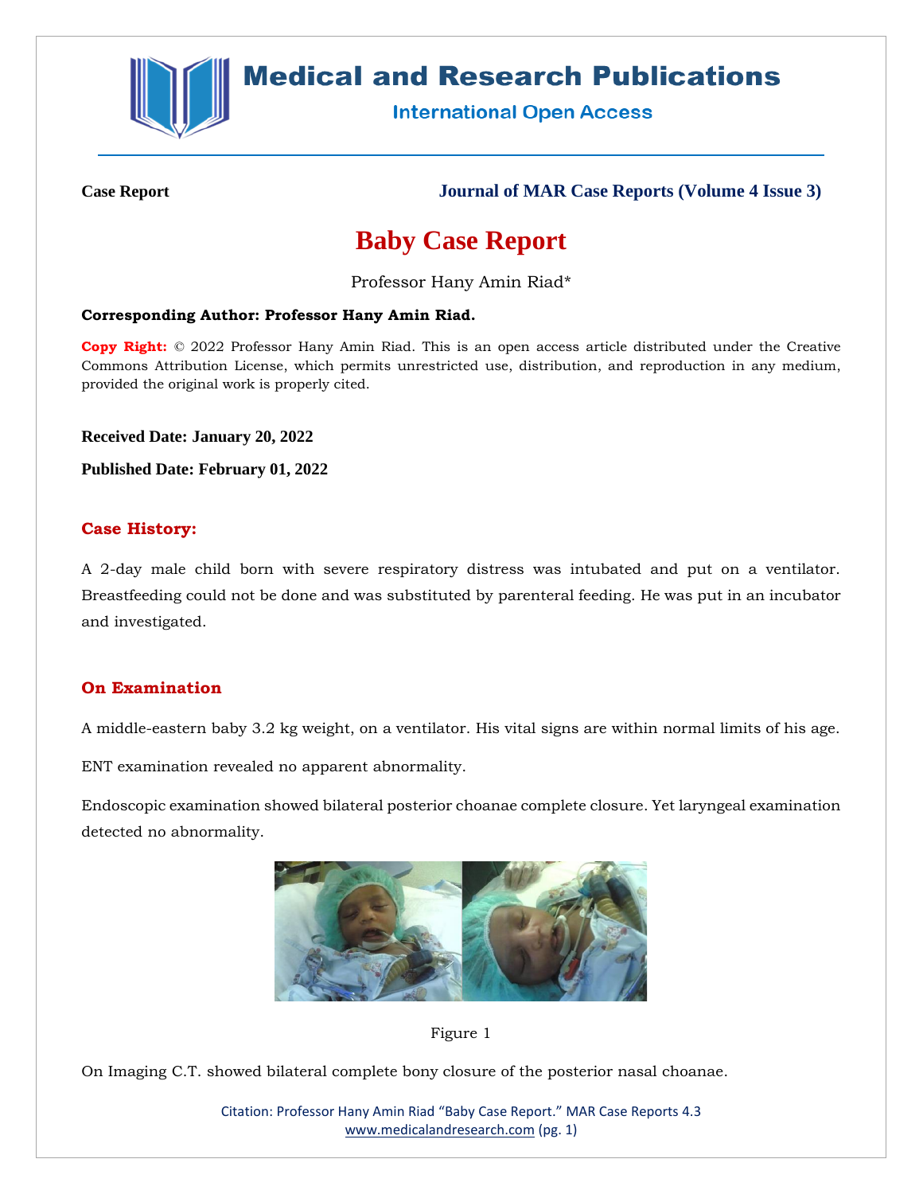**Case Report** **Journal of MAR Case Reports (Volume 4 Issue 3)**

# Baby Case Report

Professor Hany Amin Riad*

**Corresponding Author: Professor Hany Amin Riad.**

**Copy Right:** © 2022 Professor Hany Amin Riad. This is an open access article distributed under the Creative Commons Attribution License, which permits unrestricted use, distribution, and reproduction in any medium, provided the original work is properly cited.

**Received Date: January 20, 2022**

**Published Date: February 01, 2022**

## Case History:

A 2-day male child born with severe respiratory distress was intubated and put on a ventilator. Breastfeeding could not be done and was substituted by parenteral feeding. He was put in an incubator and investigated.

## On Examination

A middle-eastern baby 3.2 kg weight, on a ventilator. His vital signs are within normal limits of his age.

ENT examination revealed no apparent abnormality.

Endoscopic examination showed bilateral posterior choanae complete closure. Yet laryngeal examination detected no abnormality.

Figure 1

On Imaging C.T. showed bilateral complete bony closure of the posterior nasal choanae.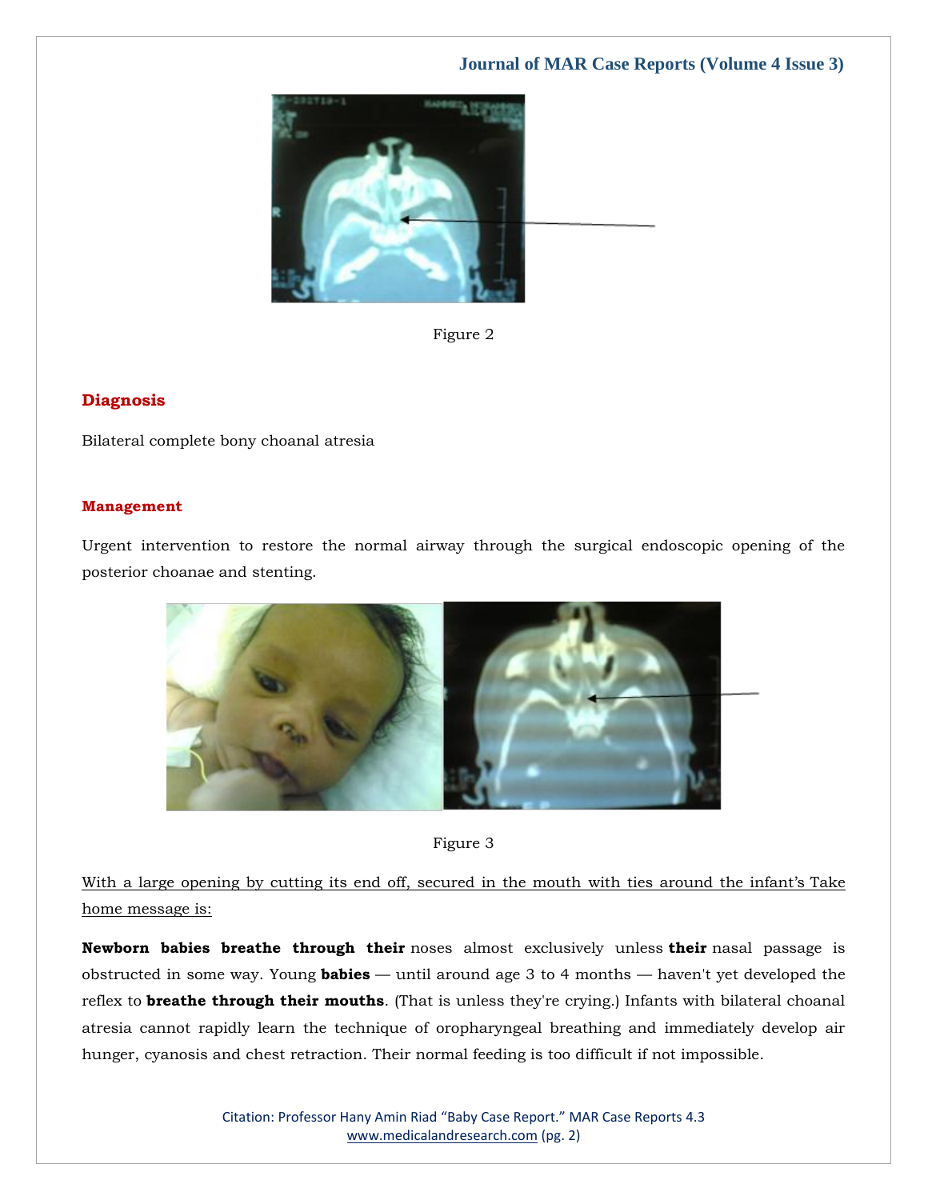Figure 2

## Diagnosis

Bilateral complete bony choanal atresia

### Management

Urgent intervention to restore the normal airway through the surgical endoscopic opening of the posterior choanae and stenting.

Figure 3

<u>With a large opening by cutting its end off, secured in the mouth with ties around the infant's Take home message is:</u>

**Newborn babies breathe through their** noses almost exclusively unless **their** nasal passage is obstructed in some way. Young **babies** — until around age 3 to 4 months — haven't yet developed the reflex to **breathe through their mouths**. (That is unless they're crying.) Infants with bilateral choanal atresia cannot rapidly learn the technique of oropharyngeal breathing and immediately develop air hunger, cyanosis and chest retraction. Their normal feeding is too difficult if not impossible.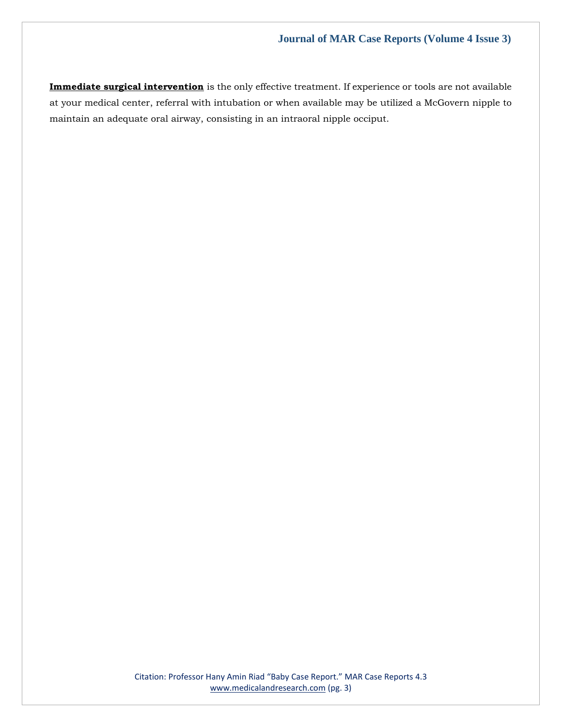**Immediate surgical intervention** is the only effective treatment. If experience or tools are not available at your medical center, referral with intubation or when available may be utilized a McGovern nipple to maintain an adequate oral airway, consisting in an intraoral nipple occiput.